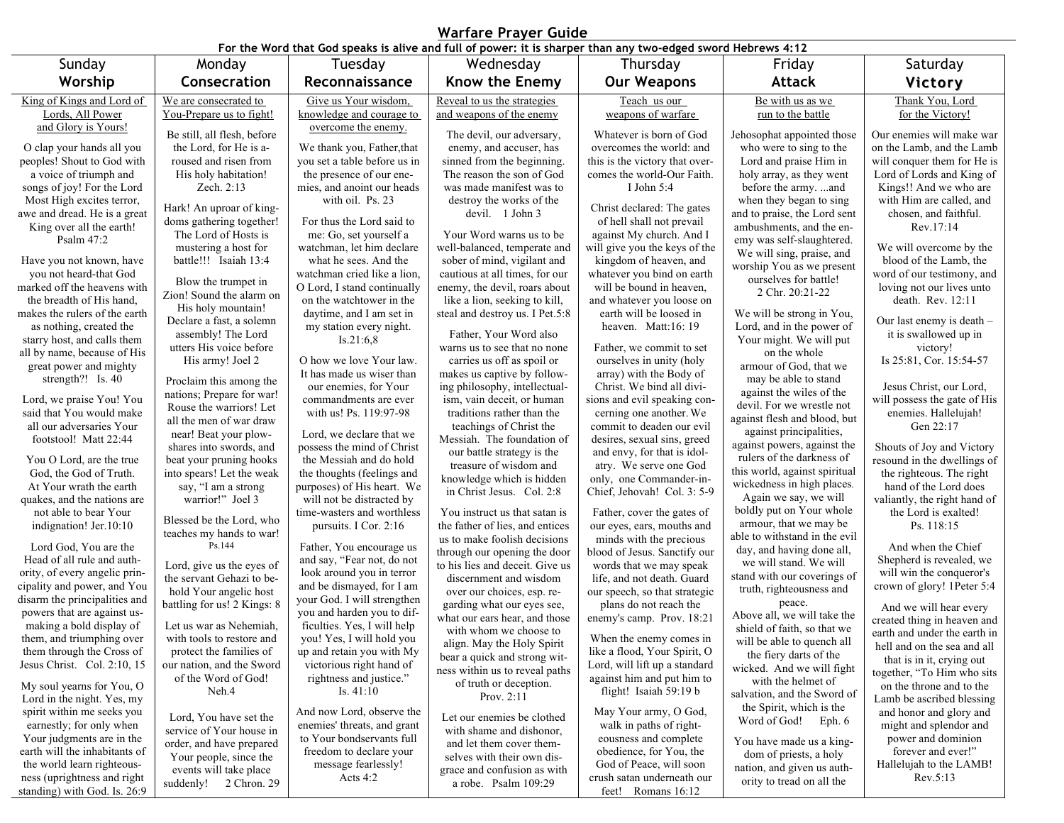# Warfare Prayer Guide

**For the Word that God speaks is alive and full of power: it is sharper than any two-edged sword Hebrews 4:12**

## Sunday — Worship

King of Kings and Lord of Lords, All Power and Glory is Yours!

O clap your hands all you peoples! Shout to God with a voice of triumph and songs of joy! For the Lord Most High excites terror, awe and dread. He is a great King over all the earth! Psalm 47:2

Have you not known, have you not heard-that God marked off the heavens with the breadth of His hand, makes the rulers of the earth as nothing, created the starry host, and calls them all by name, because of His great power and mighty strength?! Is. 40

Lord, we praise You! You said that You would make all our adversaries Your footstool! Matt 22:44

You O Lord, are the true God, the God of Truth. At Your wrath the earth quakes, and the nations are not able to bear Your indignation! Jer.10:10

Lord God, You are the Head of all rule and authority, of every angelic principality and power, and You disarm the principalities and powers that are against us-making a bold display of them, and triumphing over them through the Cross of Jesus Christ. Col. 2:10, 15

My soul yearns for You, O Lord in the night. Yes, my spirit within me seeks you earnestly; for only when Your judgments are in the earth will the inhabitants of the world learn righteousness (uprightness and right standing) with God. Is. 26:9

## Monday — Consecration

We are consecrated to You-Prepare us to fight!

Be still, all flesh, before the Lord, for He is aroused and risen from His holy habitation! Zech. 2:13

Hark! An uproar of kingdoms gathering together! The Lord of Hosts is mustering a host for battle!!! Isaiah 13:4

Blow the trumpet in Zion! Sound the alarm on His holy mountain! Declare a fast, a solemn assembly! The Lord utters His voice before His army! Joel 2

Proclaim this among the nations; Prepare for war! Rouse the warriors! Let all the men of war draw near! Beat your plowshares into swords, and beat your pruning hooks into spears! Let the weak say, "I am a strong warrior!" Joel 3

Blessed be the Lord, who teaches my hands to war! Ps.144

Lord, give us the eyes of the servant Gehazi to behold Your angelic host battling for us! 2 Kings: 8

Let us war as Nehemiah, with tools to restore and protect the families of our nation, and the Sword of the Word of God! Neh.4

Lord, You have set the service of Your house in order, and have prepared Your people, since the events will take place suddenly! 2 Chron. 29

## Tuesday — Reconnaissance

Give us Your wisdom, knowledge and courage to overcome the enemy.

We thank you, Father,that you set a table before us in the presence of our enemies, and anoint our heads with oil. Ps. 23

For thus the Lord said to me: Go, set yourself a watchman, let him declare what he sees. And the watchman cried like a lion, O Lord, I stand continually on the watchtower in the daytime, and I am set in my station every night. Is.21:6,8

O how we love Your law. It has made us wiser than our enemies, for Your commandments are ever with us! Ps. 119:97-98

Lord, we declare that we possess the mind of Christ the Messiah and do hold the thoughts (feelings and purposes) of His heart. We will not be distracted by time-wasters and worthless pursuits. I Cor. 2:16

Father, You encourage us and say, "Fear not, do not look around you in terror and be dismayed, for I am your God. I will strengthen you and harden you to difficulties. Yes, I will help you! Yes, I will hold you up and retain you with My victorious right hand of rightness and justice." Is. 41:10

And now Lord, observe the enemies' threats, and grant to Your bondservants full freedom to declare your message fearlessly! Acts 4:2

## Wednesday — Know the Enemy

Reveal to us the strategies and weapons of the enemy

The devil, our adversary, enemy, and accuser, has sinned from the beginning. The reason the son of God was made manifest was to destroy the works of the devil. 1 John 3

Your Word warns us to be well-balanced, temperate and sober of mind, vigilant and cautious at all times, for our enemy, the devil, roars about like a lion, seeking to kill, steal and destroy us. I Pet.5:8

Father, Your Word also warns us to see that no none carries us off as spoil or makes us captive by following philosophy, intellectualism, vain deceit, or human traditions rather than the teachings of Christ the Messiah. The foundation of our battle strategy is the treasure of wisdom and knowledge which is hidden in Christ Jesus. Col. 2:8

You instruct us that satan is the father of lies, and entices us to make foolish decisions through our opening the door to his lies and deceit. Give us discernment and wisdom over our choices, esp. regarding what our eyes see, what our ears hear, and those with whom we choose to align. May the Holy Spirit bear a quick and strong witness within us to reveal paths of truth or deception. Prov. 2:11

Let our enemies be clothed with shame and dishonor, and let them cover themselves with their own disgrace and confusion as with a robe. Psalm 109:29

## Thursday — Our Weapons

Teach us our weapons of warfare

Whatever is born of God overcomes the world: and this is the victory that overcomes the world-Our Faith. I John 5:4

Christ declared: The gates of hell shall not prevail against My church. And I will give you the keys of the kingdom of heaven, and whatever you bind on earth will be bound in heaven, and whatever you loose on earth will be loosed in heaven. Matt:16: 19

Father, we commit to set ourselves in unity (holy array) with the Body of Christ. We bind all divisions and evil speaking concerning one another. We commit to deaden our evil desires, sexual sins, greed and envy, for that is idolatry. We serve one God only, one Commander-in-Chief, Jehovah! Col. 3: 5-9

Father, cover the gates of our eyes, ears, mouths and minds with the precious blood of Jesus. Sanctify our words that we may speak life, and not death. Guard our speech, so that strategic plans do not reach the enemy's camp. Prov. 18:21

When the enemy comes in like a flood, Your Spirit, O Lord, will lift up a standard against him and put him to flight! Isaiah 59:19 b

May Your army, O God, walk in paths of righteousness and complete obedience, for You, the God of Peace, will soon crush satan underneath our feet! Romans 16:12

## Friday — Attack

Be with us as we run to the battle

Jehosophat appointed those who were to sing to the Lord and praise Him in holy array, as they went before the army. ...and when they began to sing and to praise, the Lord sent ambushments, and the enemy was self-slaughtered. We will sing, praise, and worship You as we present ourselves for battle! 2 Chr. 20:21-22

We will be strong in You, Lord, and in the power of Your might. We will put on the whole armour of God, that we may be able to stand against the wiles of the devil. For we wrestle not against flesh and blood, but against principalities, against powers, against the rulers of the darkness of this world, against spiritual wickedness in high places. Again we say, we will boldly put on Your whole armour, that we may be able to withstand in the evil day, and having done all, we will stand. We will stand with our coverings of truth, righteousness and peace.
Above all, we will take the shield of faith, so that we will be able to quench all the fiery darts of the wicked. And we will fight with the helmet of salvation, and the Sword of the Spirit, which is the Word of God! Eph. 6

You have made us a kingdom of priests, a holy nation, and given us authority to tread on all the

## Saturday — Victory

Thank You, Lord for the Victory!

Our enemies will make war on the Lamb, and the Lamb will conquer them for He is Lord of Lords and King of Kings!! And we who are with Him are called, and chosen, and faithful. Rev.17:14

We will overcome by the blood of the Lamb, the word of our testimony, and loving not our lives unto death. Rev. 12:11

Our last enemy is death – it is swallowed up in victory! Is 25:81, Cor. 15:54-57

Jesus Christ, our Lord, will possess the gate of His enemies. Hallelujah! Gen 22:17

Shouts of Joy and Victory resound in the dwellings of the righteous. The right hand of the Lord does valiantly, the right hand of the Lord is exalted! Ps. 118:15

And when the Chief Shepherd is revealed, we will win the conqueror's crown of glory! 1Peter 5:4

And we will hear every created thing in heaven and earth and under the earth in hell and on the sea and all that is in it, crying out together, "To Him who sits on the throne and to the Lamb be ascribed blessing and honor and glory and might and splendor and power and dominion forever and ever!" Hallelujah to the LAMB! Rev.5:13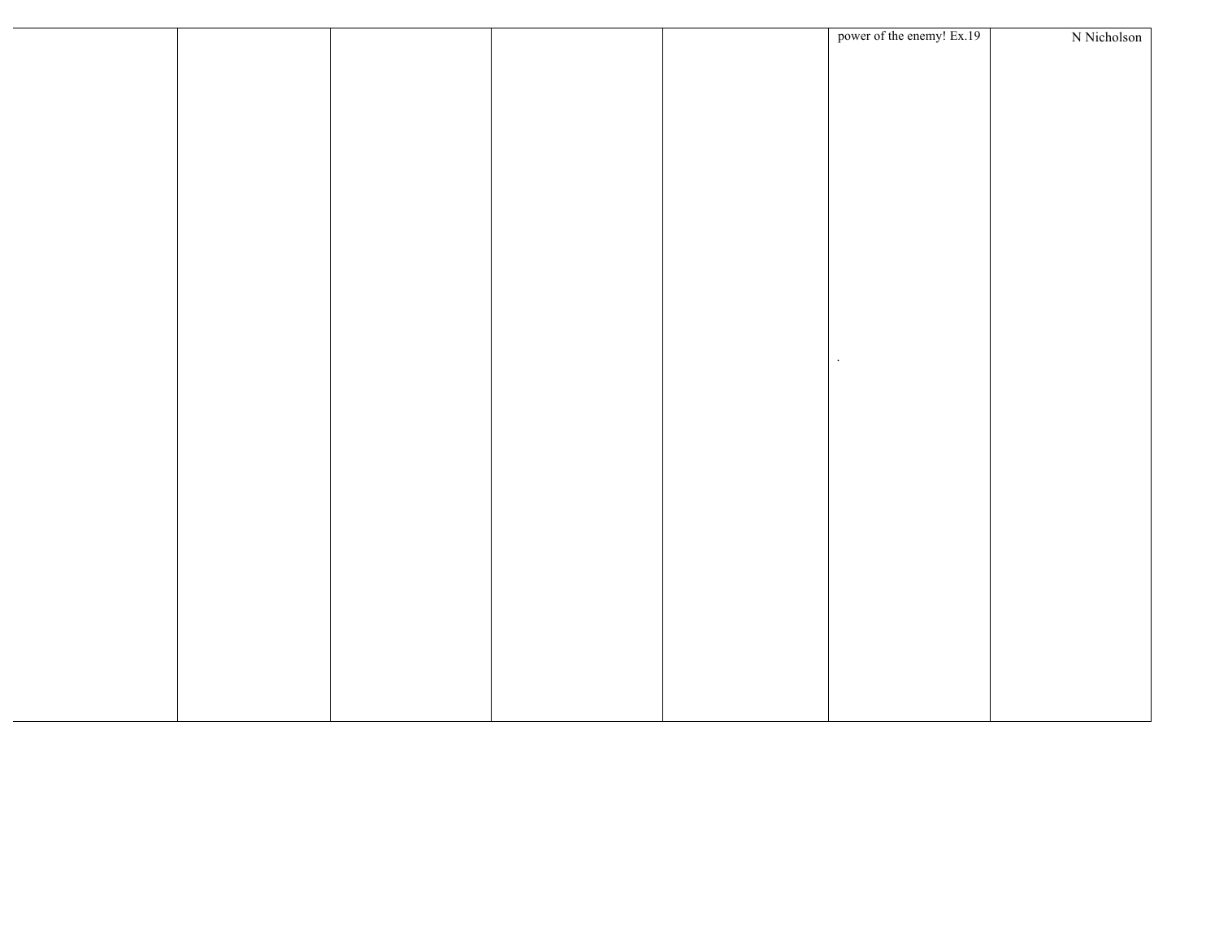| | | | | | | |
|---|---|---|---|---|---|---|
| | | | | | power of the enemy! Ex.19<br><br>. | N Nicholson |